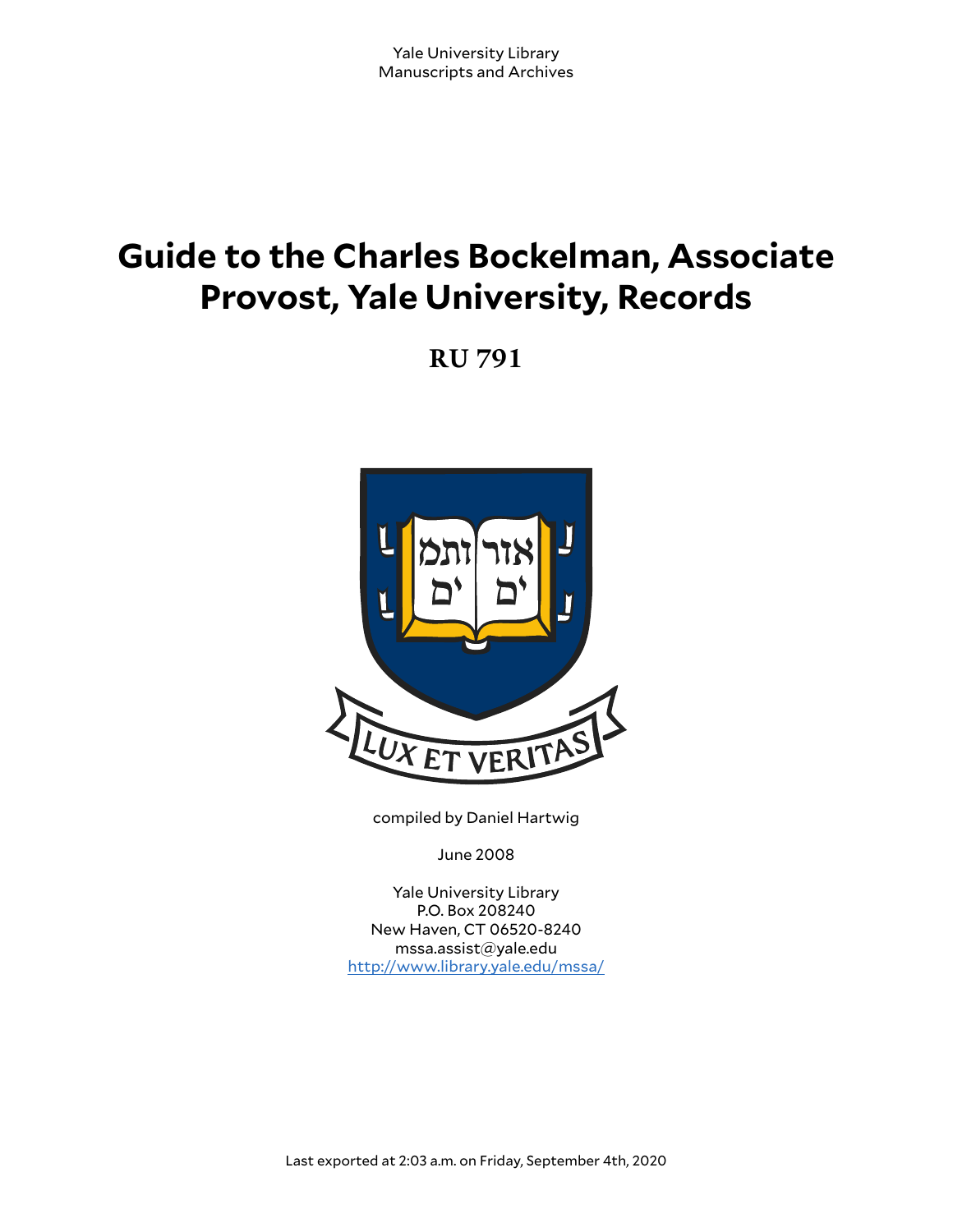Yale University Library
Manuscripts and Archives

# Guide to the Charles Bockelman, Associate Provost, Yale University, Records

## RU 791

compiled by Daniel Hartwig

June 2008

Yale University Library
P.O. Box 208240
New Haven, CT 06520-8240
mssa.assist@yale.edu
http://www.library.yale.edu/mssa/

Last exported at 2:03 a.m. on Friday, September 4th, 2020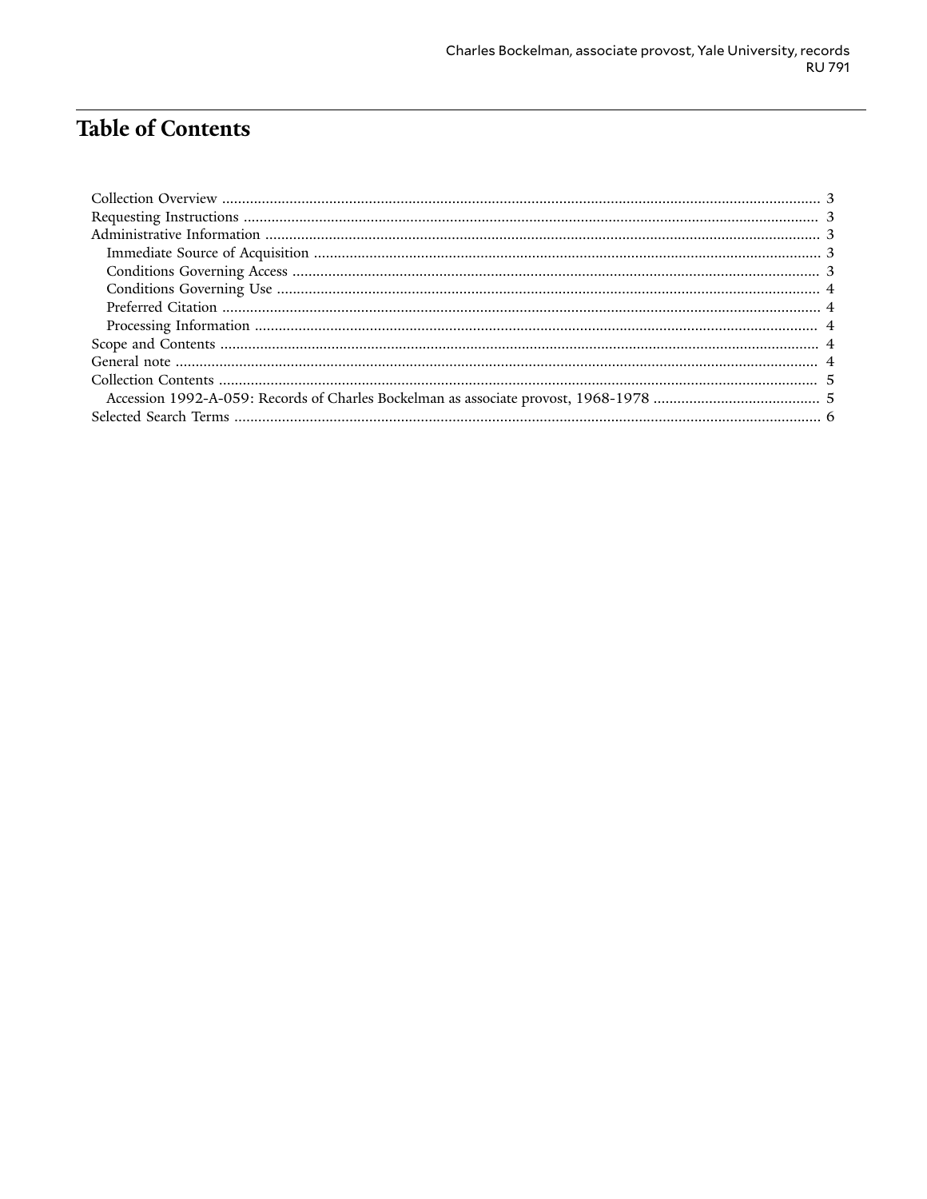# Table of Contents

- Collection Overview ... 3
- Requesting Instructions ... 3
- Administrative Information ... 3
  - Immediate Source of Acquisition ... 3
  - Conditions Governing Access ... 3
  - Conditions Governing Use ... 4
  - Preferred Citation ... 4
  - Processing Information ... 4
- Scope and Contents ... 4
- General note ... 4
- Collection Contents ... 5
  - Accession 1992-A-059: Records of Charles Bockelman as associate provost, 1968-1978 ... 5
- Selected Search Terms ... 6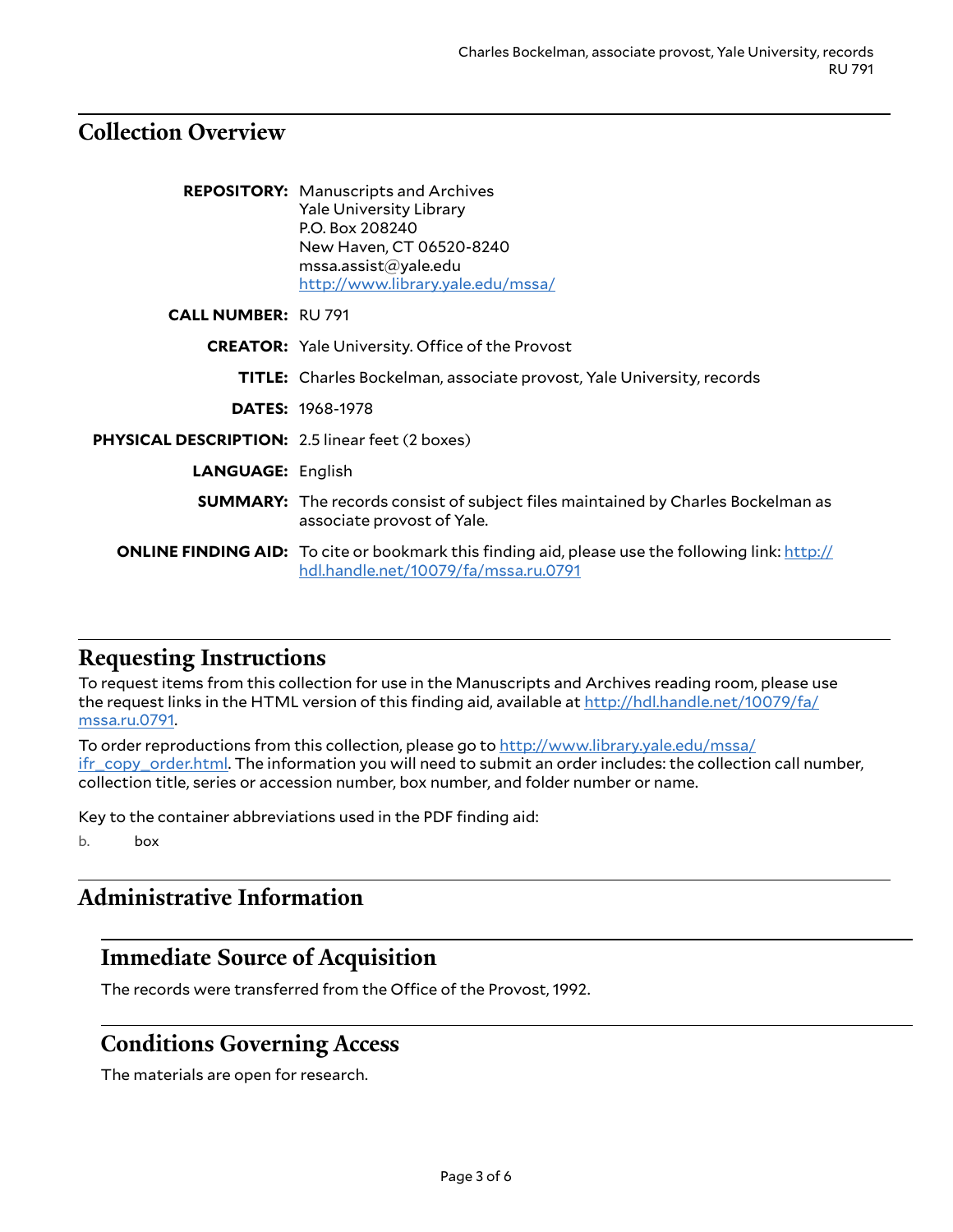## Collection Overview

**REPOSITORY:** Manuscripts and Archives
Yale University Library
P.O. Box 208240
New Haven, CT 06520-8240
mssa.assist@yale.edu
http://www.library.yale.edu/mssa/

**CALL NUMBER:** RU 791

**CREATOR:** Yale University. Office of the Provost

**TITLE:** Charles Bockelman, associate provost, Yale University, records

**DATES:** 1968-1978

**PHYSICAL DESCRIPTION:** 2.5 linear feet (2 boxes)

**LANGUAGE:** English

**SUMMARY:** The records consist of subject files maintained by Charles Bockelman as associate provost of Yale.

**ONLINE FINDING AID:** To cite or bookmark this finding aid, please use the following link: http://hdl.handle.net/10079/fa/mssa.ru.0791

## Requesting Instructions

To request items from this collection for use in the Manuscripts and Archives reading room, please use the request links in the HTML version of this finding aid, available at http://hdl.handle.net/10079/fa/mssa.ru.0791.

To order reproductions from this collection, please go to http://www.library.yale.edu/mssa/ifr_copy_order.html. The information you will need to submit an order includes: the collection call number, collection title, series or accession number, box number, and folder number or name.

Key to the container abbreviations used in the PDF finding aid:

b. box

## Administrative Information

### Immediate Source of Acquisition

The records were transferred from the Office of the Provost, 1992.

### Conditions Governing Access

The materials are open for research.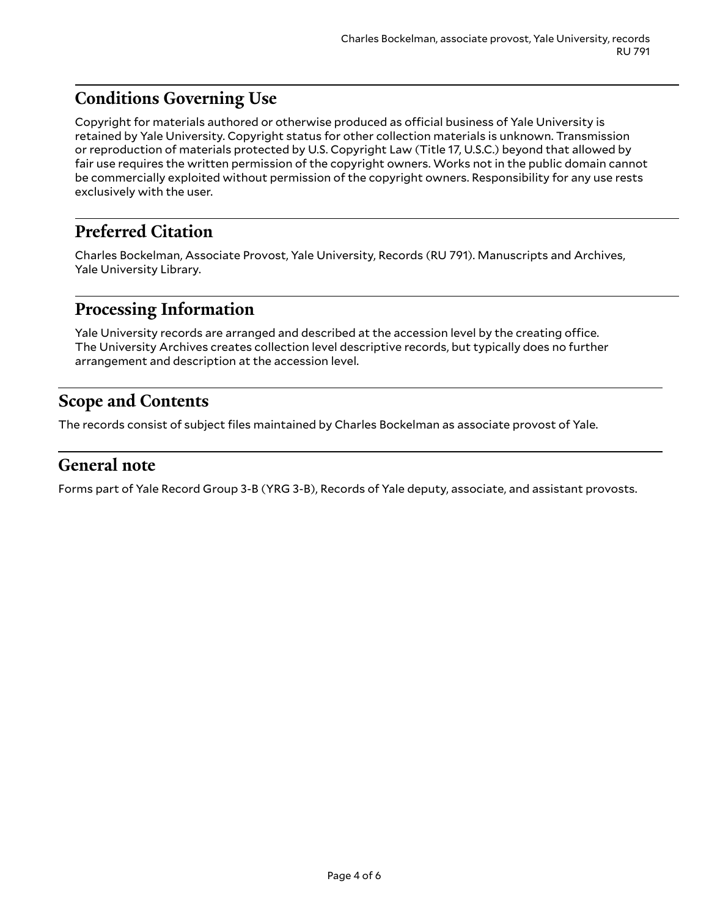## Conditions Governing Use

Copyright for materials authored or otherwise produced as official business of Yale University is retained by Yale University. Copyright status for other collection materials is unknown. Transmission or reproduction of materials protected by U.S. Copyright Law (Title 17, U.S.C.) beyond that allowed by fair use requires the written permission of the copyright owners. Works not in the public domain cannot be commercially exploited without permission of the copyright owners. Responsibility for any use rests exclusively with the user.

## Preferred Citation

Charles Bockelman, Associate Provost, Yale University, Records (RU 791). Manuscripts and Archives, Yale University Library.

## Processing Information

Yale University records are arranged and described at the accession level by the creating office. The University Archives creates collection level descriptive records, but typically does no further arrangement and description at the accession level.

## Scope and Contents

The records consist of subject files maintained by Charles Bockelman as associate provost of Yale.

## General note

Forms part of Yale Record Group 3-B (YRG 3-B), Records of Yale deputy, associate, and assistant provosts.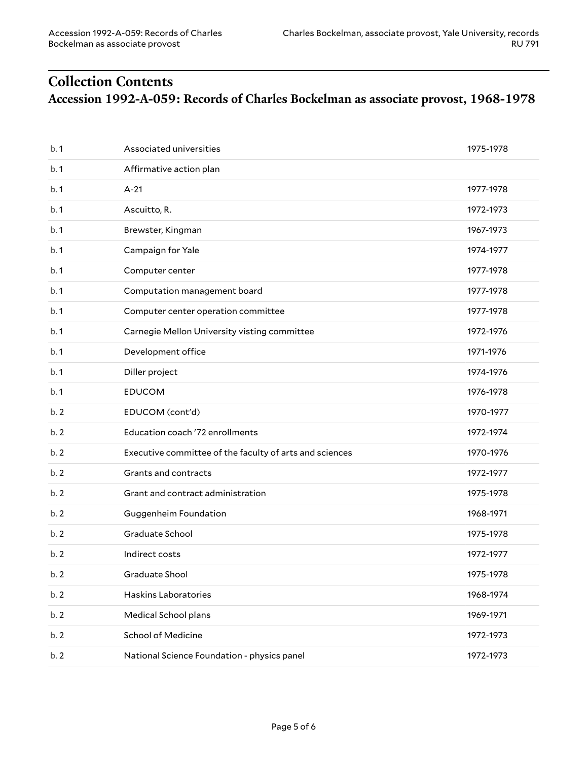## Collection Contents

### Accession 1992-A-059: Records of Charles Bockelman as associate provost, 1968-1978

| | | |
|---|---|---|
| b. 1 | Associated universities | 1975-1978 |
| b. 1 | Affirmative action plan | |
| b. 1 | A-21 | 1977-1978 |
| b. 1 | Ascuitto, R. | 1972-1973 |
| b. 1 | Brewster, Kingman | 1967-1973 |
| b. 1 | Campaign for Yale | 1974-1977 |
| b. 1 | Computer center | 1977-1978 |
| b. 1 | Computation management board | 1977-1978 |
| b. 1 | Computer center operation committee | 1977-1978 |
| b. 1 | Carnegie Mellon University visting committee | 1972-1976 |
| b. 1 | Development office | 1971-1976 |
| b. 1 | Diller project | 1974-1976 |
| b. 1 | EDUCOM | 1976-1978 |
| b. 2 | EDUCOM (cont'd) | 1970-1977 |
| b. 2 | Education coach '72 enrollments | 1972-1974 |
| b. 2 | Executive committee of the faculty of arts and sciences | 1970-1976 |
| b. 2 | Grants and contracts | 1972-1977 |
| b. 2 | Grant and contract administration | 1975-1978 |
| b. 2 | Guggenheim Foundation | 1968-1971 |
| b. 2 | Graduate School | 1975-1978 |
| b. 2 | Indirect costs | 1972-1977 |
| b. 2 | Graduate Shool | 1975-1978 |
| b. 2 | Haskins Laboratories | 1968-1974 |
| b. 2 | Medical School plans | 1969-1971 |
| b. 2 | School of Medicine | 1972-1973 |
| b. 2 | National Science Foundation - physics panel | 1972-1973 |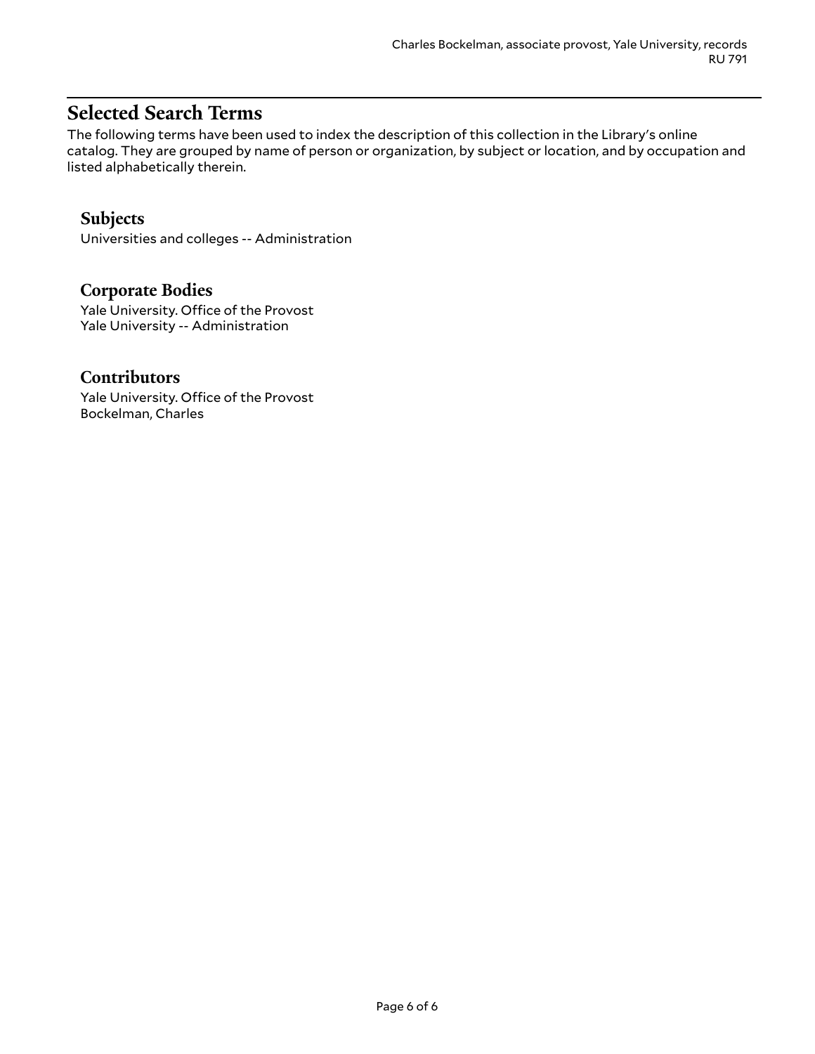## Selected Search Terms

The following terms have been used to index the description of this collection in the Library's online catalog. They are grouped by name of person or organization, by subject or location, and by occupation and listed alphabetically therein.

### Subjects

Universities and colleges -- Administration

### Corporate Bodies

Yale University. Office of the Provost
Yale University -- Administration

### Contributors

Yale University. Office of the Provost
Bockelman, Charles